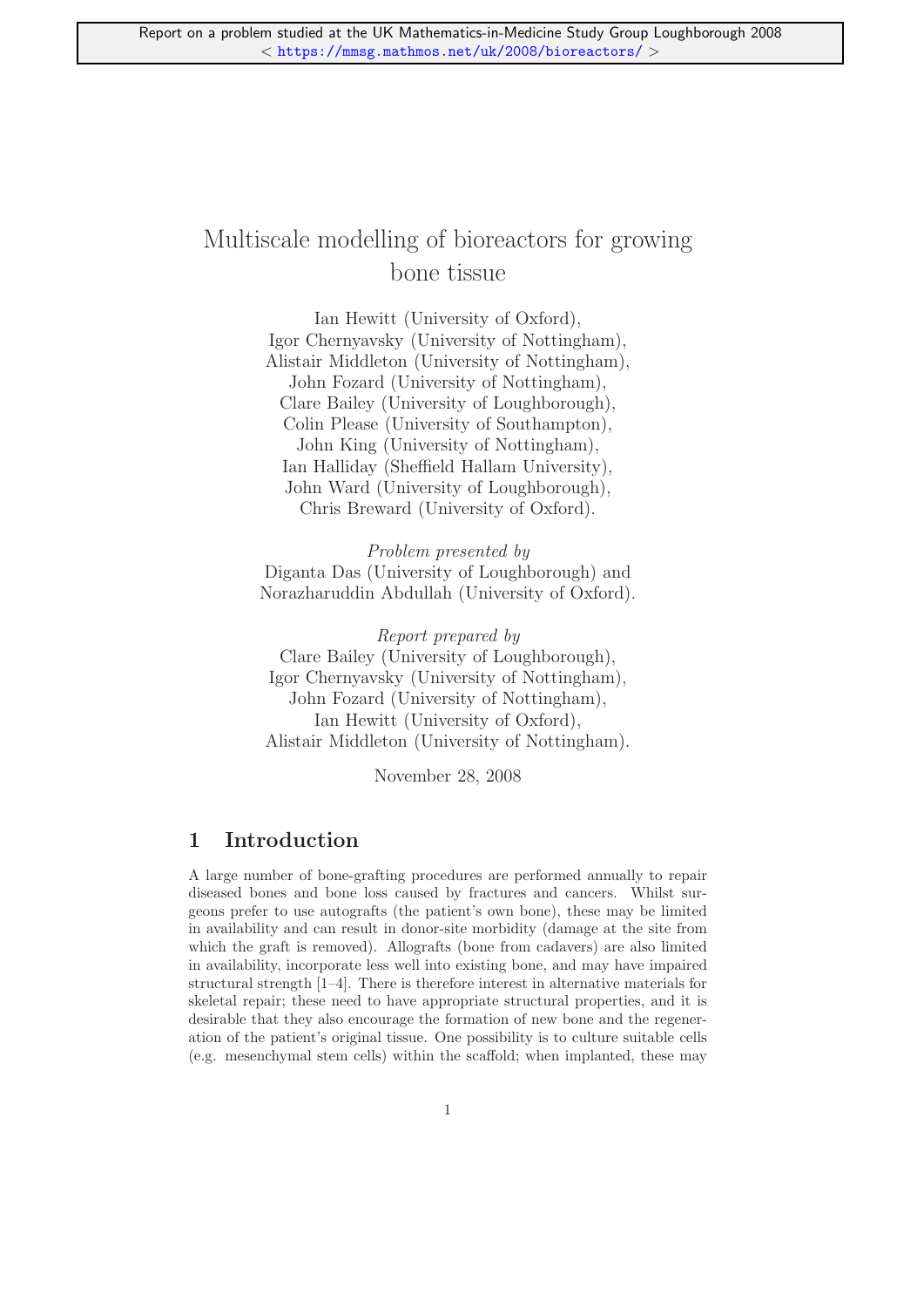Report on a problem studied at the UK Mathematics-in-Medicine Study Group Loughborough 2008
< https://mmsg.mathmos.net/uk/2008/bioreactors/ >

# Multiscale modelling of bioreactors for growing bone tissue

Ian Hewitt (University of Oxford),
Igor Chernyavsky (University of Nottingham),
Alistair Middleton (University of Nottingham),
John Fozard (University of Nottingham),
Clare Bailey (University of Loughborough),
Colin Please (University of Southampton),
John King (University of Nottingham),
Ian Halliday (Sheffield Hallam University),
John Ward (University of Loughborough),
Chris Breward (University of Oxford).

*Problem presented by*
Diganta Das (University of Loughborough) and
Norazharuddin Abdullah (University of Oxford).

*Report prepared by*
Clare Bailey (University of Loughborough),
Igor Chernyavsky (University of Nottingham),
John Fozard (University of Nottingham),
Ian Hewitt (University of Oxford),
Alistair Middleton (University of Nottingham).

November 28, 2008

## 1 Introduction

A large number of bone-grafting procedures are performed annually to repair diseased bones and bone loss caused by fractures and cancers. Whilst surgeons prefer to use autografts (the patient's own bone), these may be limited in availability and can result in donor-site morbidity (damage at the site from which the graft is removed). Allografts (bone from cadavers) are also limited in availability, incorporate less well into existing bone, and may have impaired structural strength [1–4]. There is therefore interest in alternative materials for skeletal repair; these need to have appropriate structural properties, and it is desirable that they also encourage the formation of new bone and the regeneration of the patient's original tissue. One possibility is to culture suitable cells (e.g. mesenchymal stem cells) within the scaffold; when implanted, these may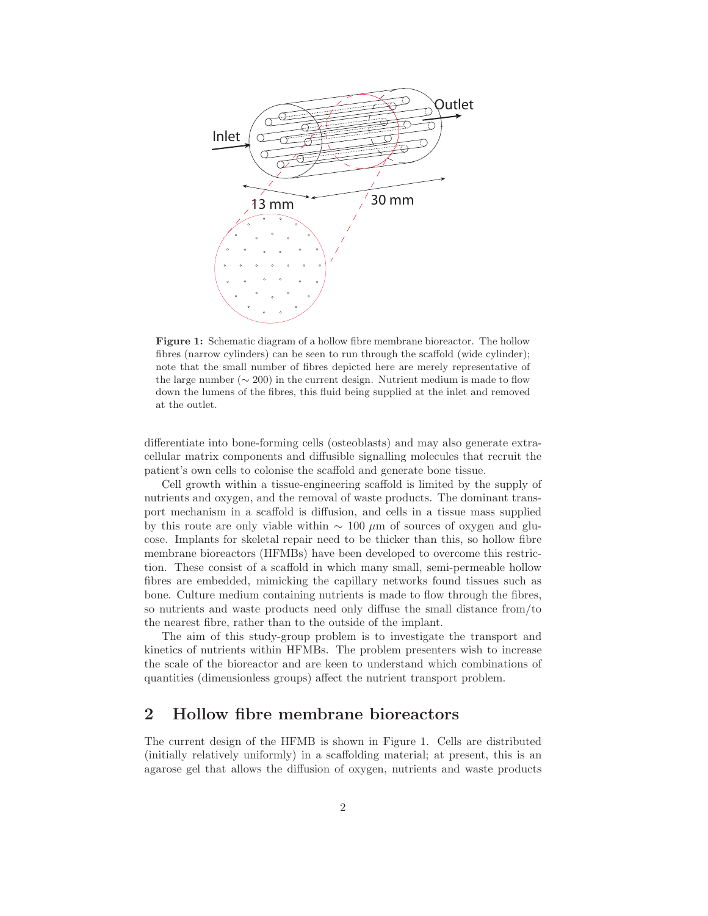**Figure 1:** Schematic diagram of a hollow fibre membrane bioreactor. The hollow fibres (narrow cylinders) can be seen to run through the scaffold (wide cylinder); note that the small number of fibres depicted here are merely representative of the large number ($\sim 200$) in the current design. Nutrient medium is made to flow down the lumens of the fibres, this fluid being supplied at the inlet and removed at the outlet.

differentiate into bone-forming cells (osteoblasts) and may also generate extracellular matrix components and diffusible signalling molecules that recruit the patient's own cells to colonise the scaffold and generate bone tissue.

Cell growth within a tissue-engineering scaffold is limited by the supply of nutrients and oxygen, and the removal of waste products. The dominant transport mechanism in a scaffold is diffusion, and cells in a tissue mass supplied by this route are only viable within $\sim 100$ $\mu$m of sources of oxygen and glucose. Implants for skeletal repair need to be thicker than this, so hollow fibre membrane bioreactors (HFMBs) have been developed to overcome this restriction. These consist of a scaffold in which many small, semi-permeable hollow fibres are embedded, mimicking the capillary networks found tissues such as bone. Culture medium containing nutrients is made to flow through the fibres, so nutrients and waste products need only diffuse the small distance from/to the nearest fibre, rather than to the outside of the implant.

The aim of this study-group problem is to investigate the transport and kinetics of nutrients within HFMBs. The problem presenters wish to increase the scale of the bioreactor and are keen to understand which combinations of quantities (dimensionless groups) affect the nutrient transport problem.

## 2 Hollow fibre membrane bioreactors

The current design of the HFMB is shown in Figure 1. Cells are distributed (initially relatively uniformly) in a scaffolding material; at present, this is an agarose gel that allows the diffusion of oxygen, nutrients and waste products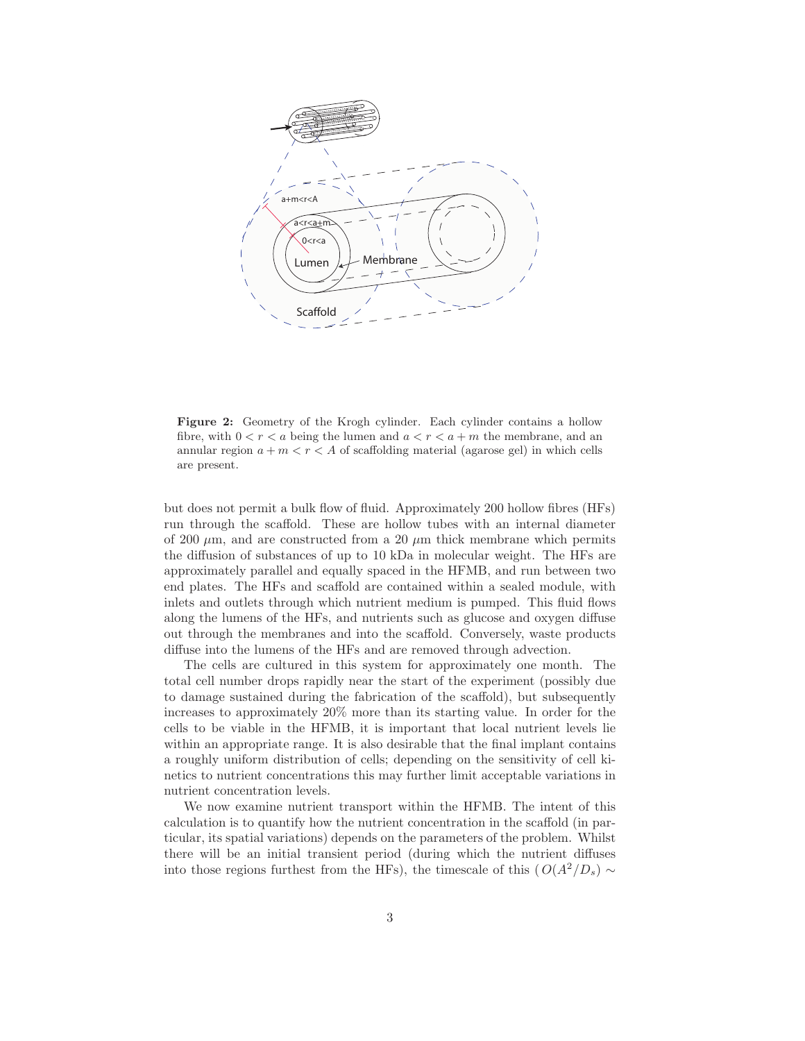**Figure 2:** Geometry of the Krogh cylinder. Each cylinder contains a hollow fibre, with $0 < r < a$ being the lumen and $a < r < a + m$ the membrane, and an annular region $a + m < r < A$ of scaffolding material (agarose gel) in which cells are present.

but does not permit a bulk flow of fluid. Approximately 200 hollow fibres (HFs) run through the scaffold. These are hollow tubes with an internal diameter of 200 $\mu$m, and are constructed from a 20 $\mu$m thick membrane which permits the diffusion of substances of up to 10 kDa in molecular weight. The HFs are approximately parallel and equally spaced in the HFMB, and run between two end plates. The HFs and scaffold are contained within a sealed module, with inlets and outlets through which nutrient medium is pumped. This fluid flows along the lumens of the HFs, and nutrients such as glucose and oxygen diffuse out through the membranes and into the scaffold. Conversely, waste products diffuse into the lumens of the HFs and are removed through advection.

The cells are cultured in this system for approximately one month. The total cell number drops rapidly near the start of the experiment (possibly due to damage sustained during the fabrication of the scaffold), but subsequently increases to approximately 20% more than its starting value. In order for the cells to be viable in the HFMB, it is important that local nutrient levels lie within an appropriate range. It is also desirable that the final implant contains a roughly uniform distribution of cells; depending on the sensitivity of cell kinetics to nutrient concentrations this may further limit acceptable variations in nutrient concentration levels.

We now examine nutrient transport within the HFMB. The intent of this calculation is to quantify how the nutrient concentration in the scaffold (in particular, its spatial variations) depends on the parameters of the problem. Whilst there will be an initial transient period (during which the nutrient diffuses into those regions furthest from the HFs), the timescale of this ( $O(A^2/D_s) \sim$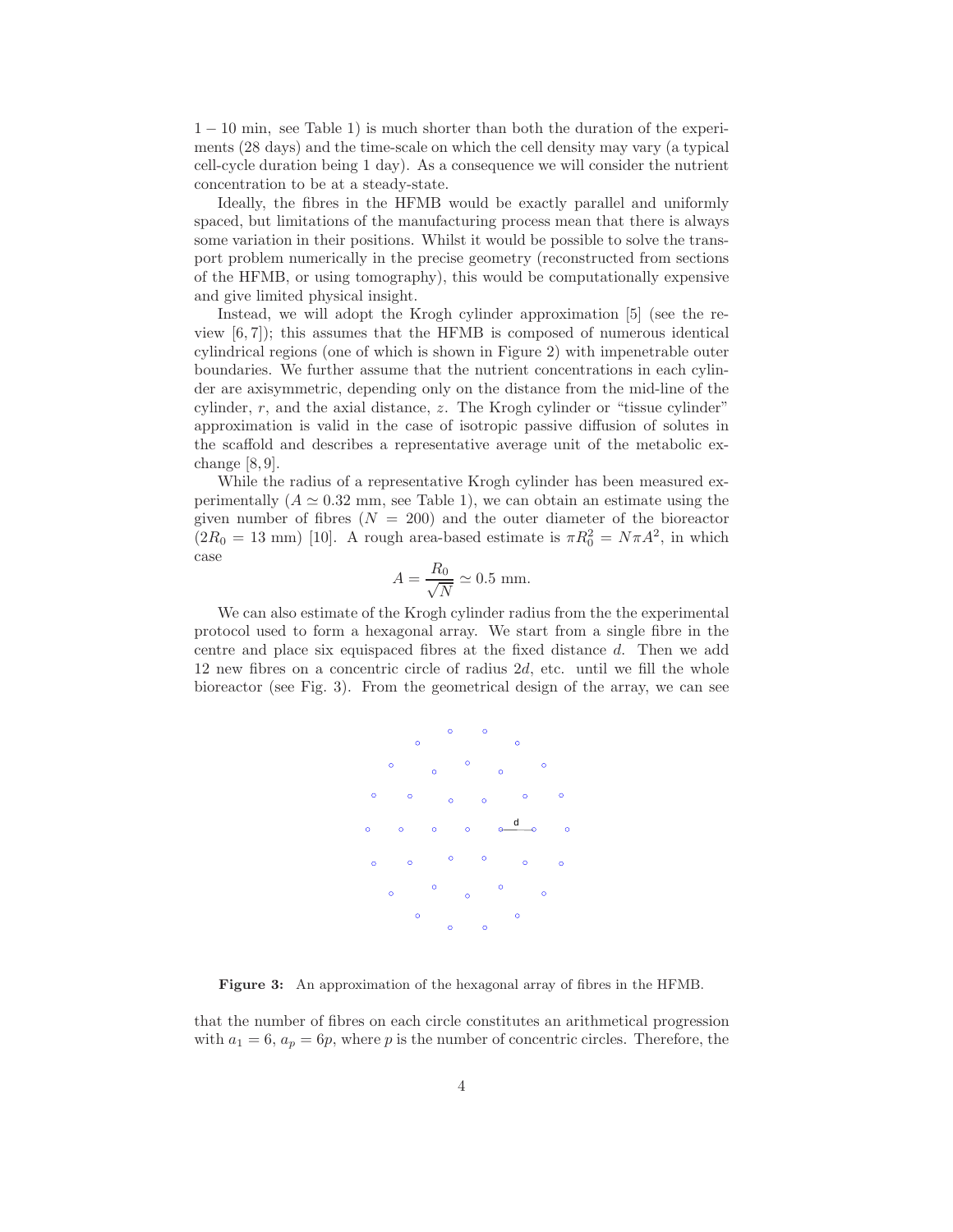1 − 10 min, see Table 1) is much shorter than both the duration of the experiments (28 days) and the time-scale on which the cell density may vary (a typical cell-cycle duration being 1 day). As a consequence we will consider the nutrient concentration to be at a steady-state.

Ideally, the fibres in the HFMB would be exactly parallel and uniformly spaced, but limitations of the manufacturing process mean that there is always some variation in their positions. Whilst it would be possible to solve the transport problem numerically in the precise geometry (reconstructed from sections of the HFMB, or using tomography), this would be computationally expensive and give limited physical insight.

Instead, we will adopt the Krogh cylinder approximation [5] (see the review [6, 7]); this assumes that the HFMB is composed of numerous identical cylindrical regions (one of which is shown in Figure 2) with impenetrable outer boundaries. We further assume that the nutrient concentrations in each cylinder are axisymmetric, depending only on the distance from the mid-line of the cylinder, $r$, and the axial distance, $z$. The Krogh cylinder or "tissue cylinder" approximation is valid in the case of isotropic passive diffusion of solutes in the scaffold and describes a representative average unit of the metabolic exchange [8, 9].

While the radius of a representative Krogh cylinder has been measured experimentally ($A \simeq 0.32$ mm, see Table 1), we can obtain an estimate using the given number of fibres ($N = 200$) and the outer diameter of the bioreactor ($2R_0 = 13$ mm) [10]. A rough area-based estimate is $\pi R_0^2 = N\pi A^2$, in which case

$$A = \frac{R_0}{\sqrt{N}} \simeq 0.5 \text{ mm}.$$

We can also estimate of the Krogh cylinder radius from the the experimental protocol used to form a hexagonal array. We start from a single fibre in the centre and place six equispaced fibres at the fixed distance $d$. Then we add 12 new fibres on a concentric circle of radius $2d$, etc. until we fill the whole bioreactor (see Fig. 3). From the geometrical design of the array, we can see

**Figure 3:** An approximation of the hexagonal array of fibres in the HFMB.

that the number of fibres on each circle constitutes an arithmetical progression with $a_1 = 6$, $a_p = 6p$, where $p$ is the number of concentric circles. Therefore, the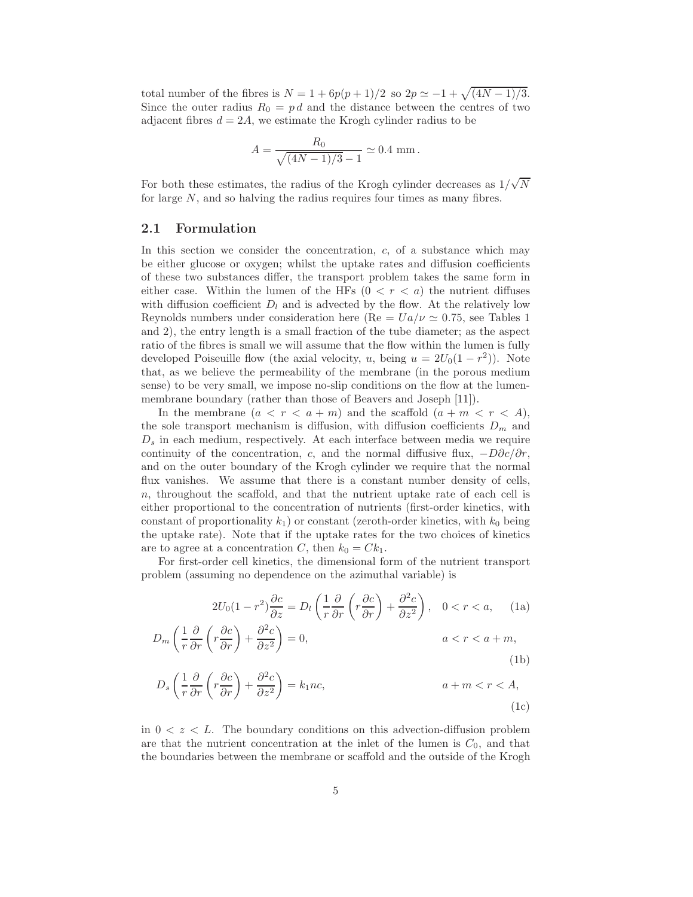total number of the fibres is $N = 1 + 6p(p+1)/2$ so $2p \simeq -1 + \sqrt{(4N-1)/3}$. Since the outer radius $R_0 = p\,d$ and the distance between the centres of two adjacent fibres $d = 2A$, we estimate the Krogh cylinder radius to be

$$A = \frac{R_0}{\sqrt{(4N-1)/3} - 1} \simeq 0.4 \text{ mm}.$$

For both these estimates, the radius of the Krogh cylinder decreases as $1/\sqrt{N}$ for large $N$, and so halving the radius requires four times as many fibres.

## 2.1 Formulation

In this section we consider the concentration, $c$, of a substance which may be either glucose or oxygen; whilst the uptake rates and diffusion coefficients of these two substances differ, the transport problem takes the same form in either case. Within the lumen of the HFs ($0 < r < a$) the nutrient diffuses with diffusion coefficient $D_l$ and is advected by the flow. At the relatively low Reynolds numbers under consideration here ($\mathrm{Re} = Ua/\nu \simeq 0.75$, see Tables 1 and 2), the entry length is a small fraction of the tube diameter; as the aspect ratio of the fibres is small we will assume that the flow within the lumen is fully developed Poiseuille flow (the axial velocity, $u$, being $u = 2U_0(1-r^2)$). Note that, as we believe the permeability of the membrane (in the porous medium sense) to be very small, we impose no-slip conditions on the flow at the lumen-membrane boundary (rather than those of Beavers and Joseph [11]).

In the membrane ($a < r < a + m$) and the scaffold ($a + m < r < A$), the sole transport mechanism is diffusion, with diffusion coefficients $D_m$ and $D_s$ in each medium, respectively. At each interface between media we require continuity of the concentration, $c$, and the normal diffusive flux, $-D\partial c/\partial r$, and on the outer boundary of the Krogh cylinder we require that the normal flux vanishes. We assume that there is a constant number density of cells, $n$, throughout the scaffold, and that the nutrient uptake rate of each cell is either proportional to the concentration of nutrients (first-order kinetics, with constant of proportionality $k_1$) or constant (zeroth-order kinetics, with $k_0$ being the uptake rate). Note that if the uptake rates for the two choices of kinetics are to agree at a concentration $C$, then $k_0 = Ck_1$.

For first-order cell kinetics, the dimensional form of the nutrient transport problem (assuming no dependence on the azimuthal variable) is

$$2U_0(1-r^2)\frac{\partial c}{\partial z} = D_l\left(\frac{1}{r}\frac{\partial}{\partial r}\left(r\frac{\partial c}{\partial r}\right) + \frac{\partial^2 c}{\partial z^2}\right), \quad 0 < r < a, \tag{1a}$$

$$D_m\left(\frac{1}{r}\frac{\partial}{\partial r}\left(r\frac{\partial c}{\partial r}\right) + \frac{\partial^2 c}{\partial z^2}\right) = 0, \qquad a < r < a+m, \tag{1b}$$

$$D_s\left(\frac{1}{r}\frac{\partial}{\partial r}\left(r\frac{\partial c}{\partial r}\right) + \frac{\partial^2 c}{\partial z^2}\right) = k_1 n c, \qquad a+m < r < A, \tag{1c}$$

in $0 < z < L$. The boundary conditions on this advection-diffusion problem are that the nutrient concentration at the inlet of the lumen is $C_0$, and that the boundaries between the membrane or scaffold and the outside of the Krogh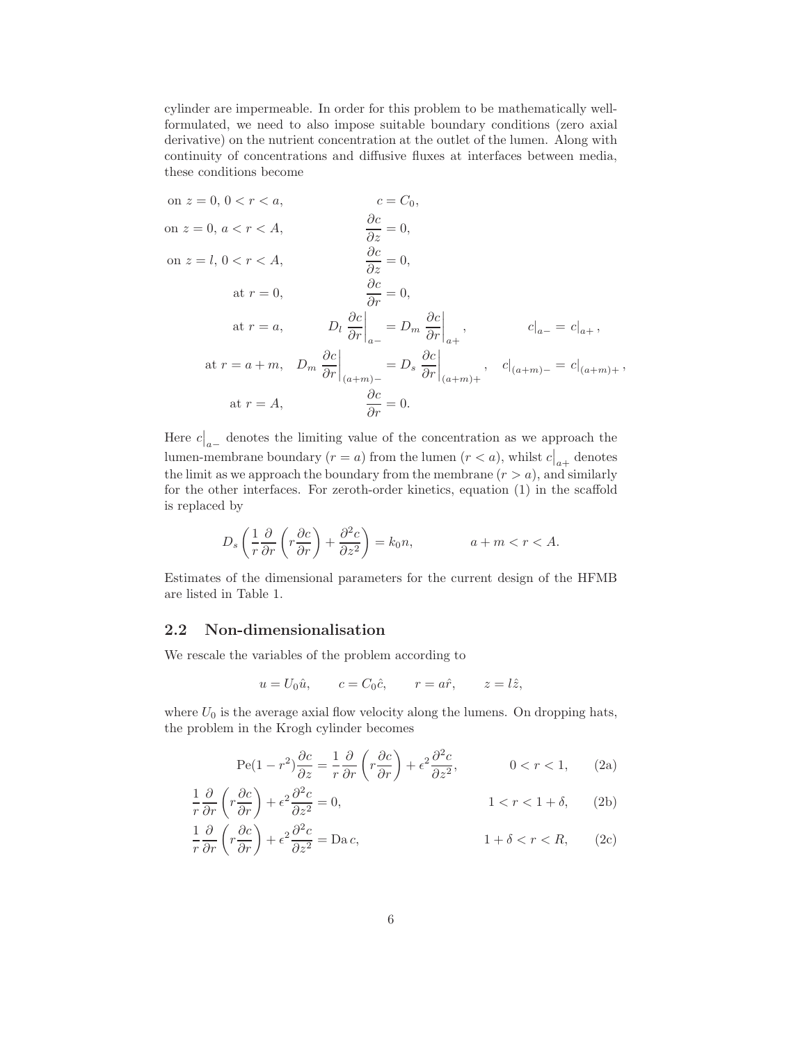cylinder are impermeable. In order for this problem to be mathematically well-formulated, we need to also impose suitable boundary conditions (zero axial derivative) on the nutrient concentration at the outlet of the lumen. Along with continuity of concentrations and diffusive fluxes at interfaces between media, these conditions become

$$
\begin{aligned}
&\text{on } z=0,\ 0<r<a, && c = C_0, \\
&\text{on } z=0,\ a<r<A, && \frac{\partial c}{\partial z} = 0, \\
&\text{on } z=l,\ 0<r<A, && \frac{\partial c}{\partial z} = 0, \\
&\text{at } r=0, && \frac{\partial c}{\partial r} = 0, \\
&\text{at } r=a, && D_l \left.\frac{\partial c}{\partial r}\right|_{a-} = D_m \left.\frac{\partial c}{\partial r}\right|_{a+}, \qquad c|_{a-} = c|_{a+}, \\
&\text{at } r=a+m, && D_m \left.\frac{\partial c}{\partial r}\right|_{(a+m)-} = D_s \left.\frac{\partial c}{\partial r}\right|_{(a+m)+}, \quad c|_{(a+m)-} = c|_{(a+m)+}, \\
&\text{at } r=A, && \frac{\partial c}{\partial r} = 0.
\end{aligned}
$$

Here $c\big|_{a-}$ denotes the limiting value of the concentration as we approach the lumen-membrane boundary ($r = a$) from the lumen ($r < a$), whilst $c\big|_{a+}$ denotes the limit as we approach the boundary from the membrane ($r > a$), and similarly for the other interfaces. For zeroth-order kinetics, equation (1) in the scaffold is replaced by

$$
D_s \left( \frac{1}{r}\frac{\partial}{\partial r}\left( r \frac{\partial c}{\partial r}\right) + \frac{\partial^2 c}{\partial z^2} \right) = k_0 n, \qquad a+m < r < A.
$$

Estimates of the dimensional parameters for the current design of the HFMB are listed in Table 1.

## 2.2 Non-dimensionalisation

We rescale the variables of the problem according to

$$
u = U_0 \hat{u}, \qquad c = C_0 \hat{c}, \qquad r = a\hat{r}, \qquad z = l\hat{z},
$$

where $U_0$ is the average axial flow velocity along the lumens. On dropping hats, the problem in the Krogh cylinder becomes

$$
\mathrm{Pe}(1-r^2)\frac{\partial c}{\partial z} = \frac{1}{r}\frac{\partial}{\partial r}\left( r\frac{\partial c}{\partial r}\right) + \epsilon^2 \frac{\partial^2 c}{\partial z^2}, \qquad 0<r<1, \tag{2a}
$$

$$
\frac{1}{r}\frac{\partial}{\partial r}\left( r\frac{\partial c}{\partial r}\right) + \epsilon^2 \frac{\partial^2 c}{\partial z^2} = 0, \qquad 1<r<1+\delta, \tag{2b}
$$

$$
\frac{1}{r}\frac{\partial}{\partial r}\left( r\frac{\partial c}{\partial r}\right) + \epsilon^2 \frac{\partial^2 c}{\partial z^2} = \mathrm{Da}\, c, \qquad 1+\delta<r<R, \tag{2c}
$$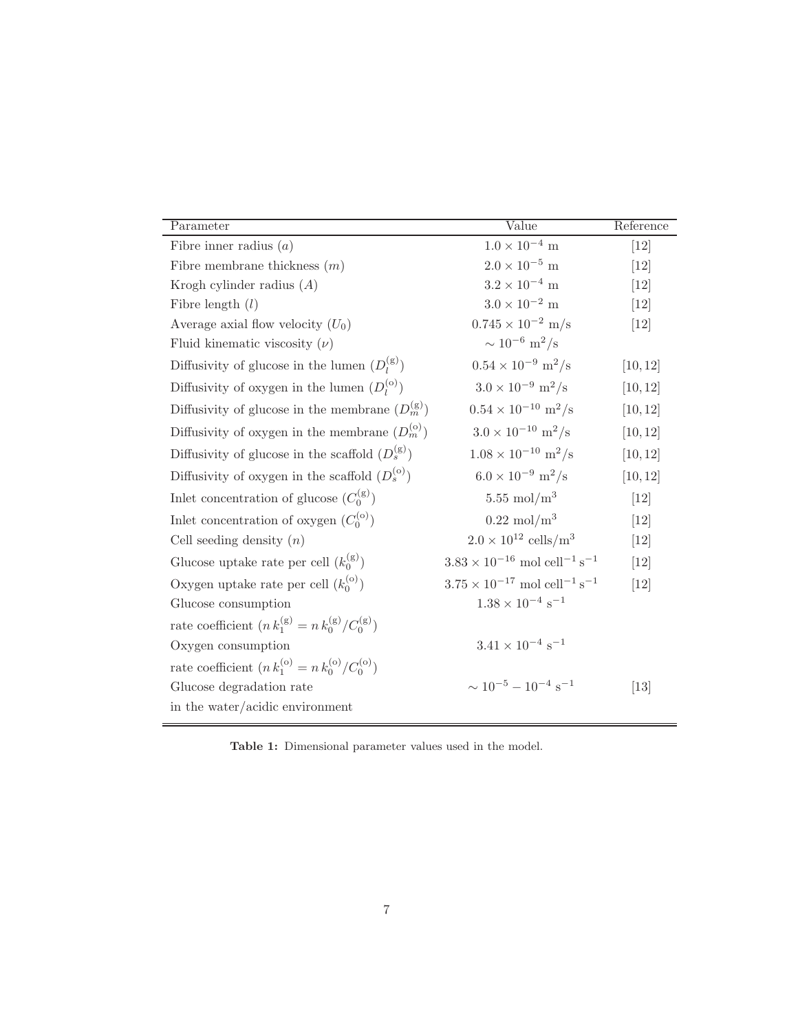| Parameter | Value | Reference |
|---|---|---|
| Fibre inner radius ($a$) | $1.0 \times 10^{-4}$ m | [12] |
| Fibre membrane thickness ($m$) | $2.0 \times 10^{-5}$ m | [12] |
| Krogh cylinder radius ($A$) | $3.2 \times 10^{-4}$ m | [12] |
| Fibre length ($l$) | $3.0 \times 10^{-2}$ m | [12] |
| Average axial flow velocity ($U_0$) | $0.745 \times 10^{-2}$ m/s | [12] |
| Fluid kinematic viscosity ($\nu$) | $\sim 10^{-6}$ m$^2$/s | |
| Diffusivity of glucose in the lumen ($D_l^{(g)}$) | $0.54 \times 10^{-9}$ m$^2$/s | [10, 12] |
| Diffusivity of oxygen in the lumen ($D_l^{(o)}$) | $3.0 \times 10^{-9}$ m$^2$/s | [10, 12] |
| Diffusivity of glucose in the membrane ($D_m^{(g)}$) | $0.54 \times 10^{-10}$ m$^2$/s | [10, 12] |
| Diffusivity of oxygen in the membrane ($D_m^{(o)}$) | $3.0 \times 10^{-10}$ m$^2$/s | [10, 12] |
| Diffusivity of glucose in the scaffold ($D_s^{(g)}$) | $1.08 \times 10^{-10}$ m$^2$/s | [10, 12] |
| Diffusivity of oxygen in the scaffold ($D_s^{(o)}$) | $6.0 \times 10^{-9}$ m$^2$/s | [10, 12] |
| Inlet concentration of glucose ($C_0^{(g)}$) | $5.55$ mol/m$^3$ | [12] |
| Inlet concentration of oxygen ($C_0^{(o)}$) | $0.22$ mol/m$^3$ | [12] |
| Cell seeding density ($n$) | $2.0 \times 10^{12}$ cells/m$^3$ | [12] |
| Glucose uptake rate per cell ($k_0^{(g)}$) | $3.83 \times 10^{-16}$ mol cell$^{-1}$ s$^{-1}$ | [12] |
| Oxygen uptake rate per cell ($k_0^{(o)}$) | $3.75 \times 10^{-17}$ mol cell$^{-1}$ s$^{-1}$ | [12] |
| Glucose consumption rate coefficient ($n\,k_1^{(g)} = n\,k_0^{(g)}/C_0^{(g)}$) | $1.38 \times 10^{-4}$ s$^{-1}$ | |
| Oxygen consumption rate coefficient ($n\,k_1^{(o)} = n\,k_0^{(o)}/C_0^{(o)}$) | $3.41 \times 10^{-4}$ s$^{-1}$ | |
| Glucose degradation rate in the water/acidic environment | $\sim 10^{-5} - 10^{-4}$ s$^{-1}$ | [13] |

**Table 1:** Dimensional parameter values used in the model.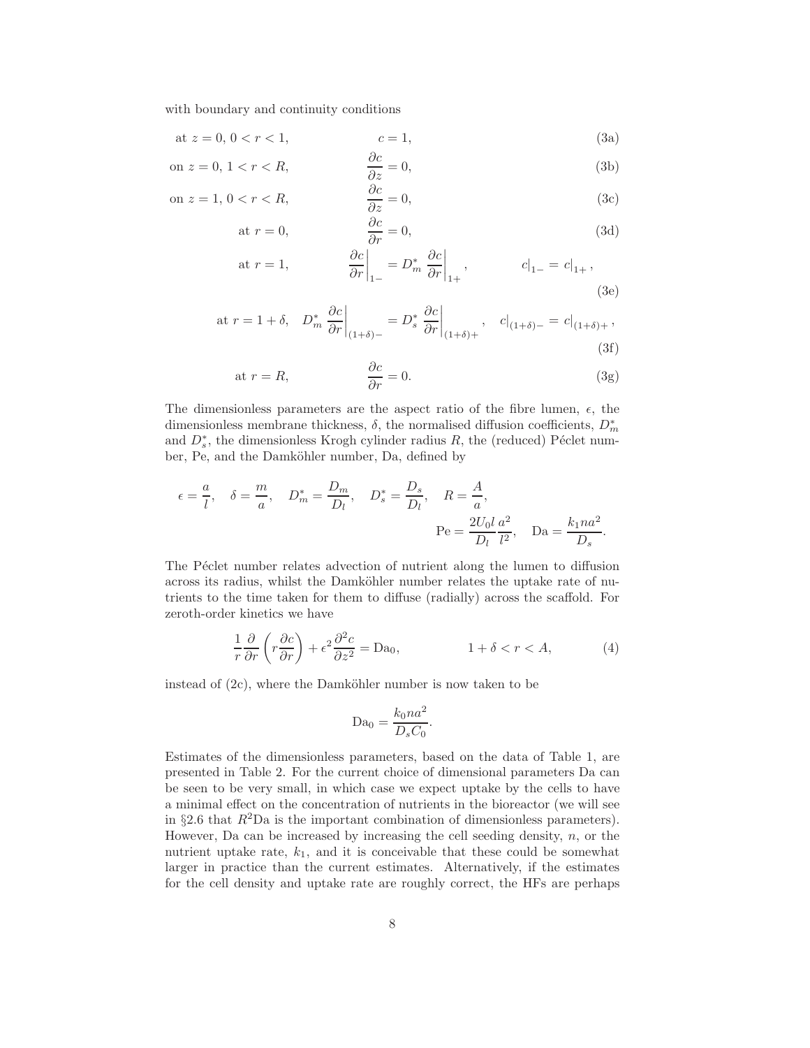with boundary and continuity conditions

$$\text{at } z = 0,\ 0 < r < 1, \qquad c = 1, \tag{3a}$$

$$\text{on } z = 0,\ 1 < r < R, \qquad \frac{\partial c}{\partial z} = 0, \tag{3b}$$

$$\text{on } z = 1,\ 0 < r < R, \qquad \frac{\partial c}{\partial z} = 0, \tag{3c}$$

$$\text{at } r = 0, \qquad \frac{\partial c}{\partial r} = 0, \tag{3d}$$

$$\text{at } r = 1, \qquad \left.\frac{\partial c}{\partial r}\right|_{1-} = D_m^* \left.\frac{\partial c}{\partial r}\right|_{1+}, \qquad c|_{1-} = c|_{1+}, \tag{3e}$$

$$\text{at } r = 1+\delta, \quad D_m^* \left.\frac{\partial c}{\partial r}\right|_{(1+\delta)-} = D_s^* \left.\frac{\partial c}{\partial r}\right|_{(1+\delta)+}, \quad c|_{(1+\delta)-} = c|_{(1+\delta)+}, \tag{3f}$$

$$\text{at } r = R, \qquad \frac{\partial c}{\partial r} = 0. \tag{3g}$$

The dimensionless parameters are the aspect ratio of the fibre lumen, $\epsilon$, the dimensionless membrane thickness, $\delta$, the normalised diffusion coefficients, $D_m^*$ and $D_s^*$, the dimensionless Krogh cylinder radius $R$, the (reduced) Péclet number, Pe, and the Damköhler number, Da, defined by

$$\epsilon = \frac{a}{l}, \quad \delta = \frac{m}{a}, \quad D_m^* = \frac{D_m}{D_l}, \quad D_s^* = \frac{D_s}{D_l}, \quad R = \frac{A}{a}, \quad \mathrm{Pe} = \frac{2U_0 l}{D_l}\frac{a^2}{l^2}, \quad \mathrm{Da} = \frac{k_1 n a^2}{D_s}.$$

The Péclet number relates advection of nutrient along the lumen to diffusion across its radius, whilst the Damköhler number relates the uptake rate of nutrients to the time taken for them to diffuse (radially) across the scaffold. For zeroth-order kinetics we have

$$\frac{1}{r}\frac{\partial}{\partial r}\left(r\frac{\partial c}{\partial r}\right) + \epsilon^2 \frac{\partial^2 c}{\partial z^2} = \mathrm{Da}_0, \qquad 1+\delta < r < A, \tag{4}$$

instead of (2c), where the Damköhler number is now taken to be

$$\mathrm{Da}_0 = \frac{k_0 n a^2}{D_s C_0}.$$

Estimates of the dimensionless parameters, based on the data of Table 1, are presented in Table 2. For the current choice of dimensional parameters Da can be seen to be very small, in which case we expect uptake by the cells to have a minimal effect on the concentration of nutrients in the bioreactor (we will see in §2.6 that $R^2$Da is the important combination of dimensionless parameters). However, Da can be increased by increasing the cell seeding density, $n$, or the nutrient uptake rate, $k_1$, and it is conceivable that these could be somewhat larger in practice than the current estimates. Alternatively, if the estimates for the cell density and uptake rate are roughly correct, the HFs are perhaps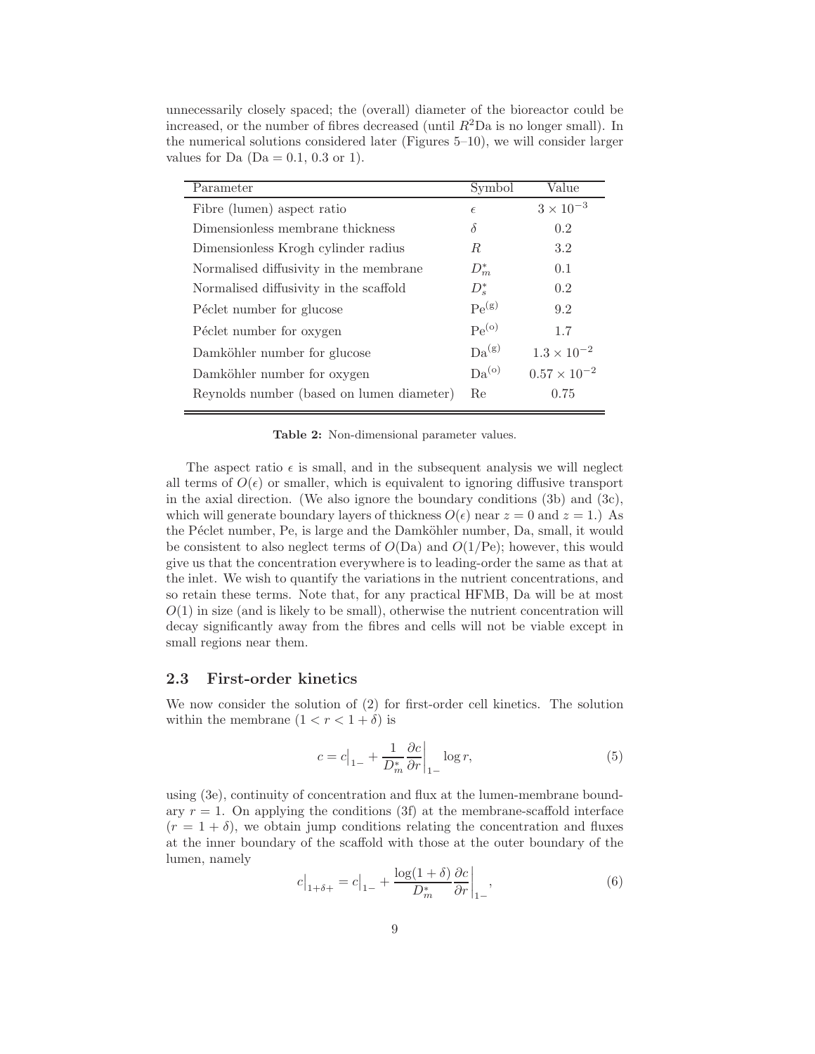unnecessarily closely spaced; the (overall) diameter of the bioreactor could be increased, or the number of fibres decreased (until $R^2\mathrm{Da}$ is no longer small). In the numerical solutions considered later (Figures 5–10), we will consider larger values for Da (Da = 0.1, 0.3 or 1).

| Parameter | Symbol | Value |
|---|---|---|
| Fibre (lumen) aspect ratio | $\epsilon$ | $3 \times 10^{-3}$ |
| Dimensionless membrane thickness | $\delta$ | 0.2 |
| Dimensionless Krogh cylinder radius | $R$ | 3.2 |
| Normalised diffusivity in the membrane | $D_m^*$ | 0.1 |
| Normalised diffusivity in the scaffold | $D_s^*$ | 0.2 |
| Péclet number for glucose | $\mathrm{Pe}^{(\mathrm{g})}$ | 9.2 |
| Péclet number for oxygen | $\mathrm{Pe}^{(\mathrm{o})}$ | 1.7 |
| Damköhler number for glucose | $\mathrm{Da}^{(\mathrm{g})}$ | $1.3 \times 10^{-2}$ |
| Damköhler number for oxygen | $\mathrm{Da}^{(\mathrm{o})}$ | $0.57 \times 10^{-2}$ |
| Reynolds number (based on lumen diameter) | Re | 0.75 |

**Table 2:** Non-dimensional parameter values.

The aspect ratio $\epsilon$ is small, and in the subsequent analysis we will neglect all terms of $O(\epsilon)$ or smaller, which is equivalent to ignoring diffusive transport in the axial direction. (We also ignore the boundary conditions (3b) and (3c), which will generate boundary layers of thickness $O(\epsilon)$ near $z = 0$ and $z = 1$.) As the Péclet number, Pe, is large and the Damköhler number, Da, small, it would be consistent to also neglect terms of $O(\mathrm{Da})$ and $O(1/\mathrm{Pe})$; however, this would give us that the concentration everywhere is to leading-order the same as that at the inlet. We wish to quantify the variations in the nutrient concentrations, and so retain these terms. Note that, for any practical HFMB, Da will be at most $O(1)$ in size (and is likely to be small), otherwise the nutrient concentration will decay significantly away from the fibres and cells will not be viable except in small regions near them.

### 2.3 First-order kinetics

We now consider the solution of (2) for first-order cell kinetics. The solution within the membrane ($1 < r < 1 + \delta$) is

$$c = c\big|_{1-} + \frac{1}{D_m^*} \frac{\partial c}{\partial r}\bigg|_{1-} \log r, \tag{5}$$

using (3e), continuity of concentration and flux at the lumen-membrane boundary $r = 1$. On applying the conditions (3f) at the membrane-scaffold interface ($r = 1 + \delta$), we obtain jump conditions relating the concentration and fluxes at the inner boundary of the scaffold with those at the outer boundary of the lumen, namely

$$c\big|_{1+\delta+} = c\big|_{1-} + \frac{\log(1+\delta)}{D_m^*} \frac{\partial c}{\partial r}\bigg|_{1-}, \tag{6}$$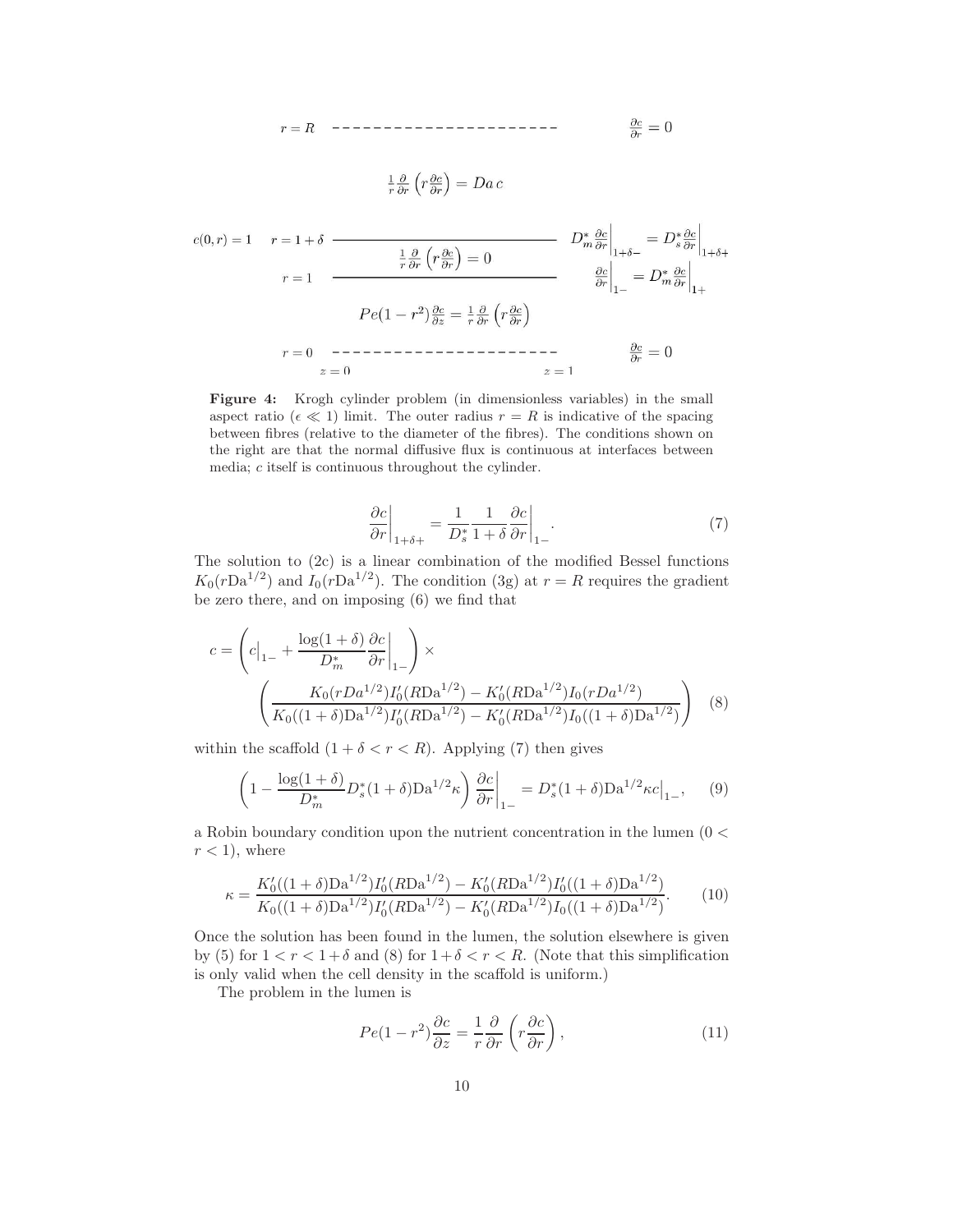$r = R$ - - - - - - - - - - - - - - - - - - - - - - $\frac{\partial c}{\partial r} = 0$

$\frac{1}{r}\frac{\partial}{\partial r}\left(r\frac{\partial c}{\partial r}\right) = Da\, c$

$c(0,r) = 1$ $\quad r = 1+\delta$ ———————— $D_m^* \frac{\partial c}{\partial r}\Big|_{1+\delta-} = D_s^* \frac{\partial c}{\partial r}\Big|_{1+\delta+}$

$\frac{1}{r}\frac{\partial}{\partial r}\left(r\frac{\partial c}{\partial r}\right) = 0$

$r = 1$ ———————— $\frac{\partial c}{\partial r}\Big|_{1-} = D_m^* \frac{\partial c}{\partial r}\Big|_{1+}$

$Pe(1-r^2)\frac{\partial c}{\partial z} = \frac{1}{r}\frac{\partial}{\partial r}\left(r\frac{\partial c}{\partial r}\right)$

$r = 0$ - - - - - - - - - - - - - - - - - - - - - - $\frac{\partial c}{\partial r} = 0$

$z = 0$ $\qquad\qquad\qquad\qquad$ $z = 1$

**Figure 4:** Krogh cylinder problem (in dimensionless variables) in the small aspect ratio ($\epsilon \ll 1$) limit. The outer radius $r = R$ is indicative of the spacing between fibres (relative to the diameter of the fibres). The conditions shown on the right are that the normal diffusive flux is continuous at interfaces between media; $c$ itself is continuous throughout the cylinder.

$$\frac{\partial c}{\partial r}\bigg|_{1+\delta+} = \frac{1}{D_s^*}\frac{1}{1+\delta}\frac{\partial c}{\partial r}\bigg|_{1-}. \tag{7}$$

The solution to (2c) is a linear combination of the modified Bessel functions $K_0(r\mathrm{Da}^{1/2})$ and $I_0(r\mathrm{Da}^{1/2})$. The condition (3g) at $r = R$ requires the gradient be zero there, and on imposing (6) we find that

$$c = \left( c\big|_{1-} + \frac{\log(1+\delta)}{D_m^*}\frac{\partial c}{\partial r}\bigg|_{1-} \right) \times \left( \frac{K_0(rDa^{1/2})I_0'(R\mathrm{Da}^{1/2}) - K_0'(R\mathrm{Da}^{1/2})I_0(rDa^{1/2})}{K_0((1+\delta)\mathrm{Da}^{1/2})I_0'(R\mathrm{Da}^{1/2}) - K_0'(R\mathrm{Da}^{1/2})I_0((1+\delta)\mathrm{Da}^{1/2})} \right) \tag{8}$$

within the scaffold ($1+\delta < r < R$). Applying (7) then gives

$$\left(1 - \frac{\log(1+\delta)}{D_m^*}D_s^*(1+\delta)\mathrm{Da}^{1/2}\kappa\right)\frac{\partial c}{\partial r}\bigg|_{1-} = D_s^*(1+\delta)\mathrm{Da}^{1/2}\kappa c\big|_{1-}, \tag{9}$$

a Robin boundary condition upon the nutrient concentration in the lumen ($0 < r < 1$), where

$$\kappa = \frac{K_0'((1+\delta)\mathrm{Da}^{1/2})I_0'(R\mathrm{Da}^{1/2}) - K_0'(R\mathrm{Da}^{1/2})I_0'((1+\delta)\mathrm{Da}^{1/2})}{K_0((1+\delta)\mathrm{Da}^{1/2})I_0'(R\mathrm{Da}^{1/2}) - K_0'(R\mathrm{Da}^{1/2})I_0((1+\delta)\mathrm{Da}^{1/2})}. \tag{10}$$

Once the solution has been found in the lumen, the solution elsewhere is given by (5) for $1 < r < 1+\delta$ and (8) for $1+\delta < r < R$. (Note that this simplification is only valid when the cell density in the scaffold is uniform.)

The problem in the lumen is

$$Pe(1-r^2)\frac{\partial c}{\partial z} = \frac{1}{r}\frac{\partial}{\partial r}\left(r\frac{\partial c}{\partial r}\right), \tag{11}$$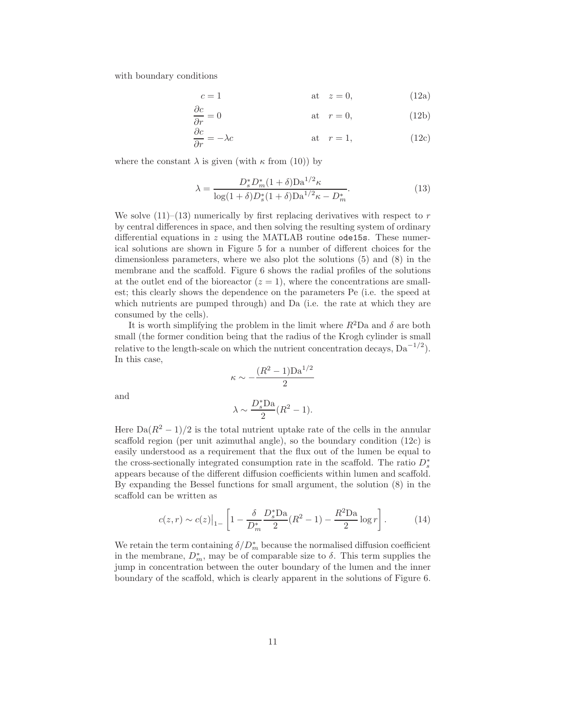with boundary conditions

$$c = 1 \qquad \text{at} \quad z = 0, \tag{12a}$$

$$\frac{\partial c}{\partial r} = 0 \qquad \text{at} \quad r = 0, \tag{12b}$$

$$\frac{\partial c}{\partial r} = -\lambda c \qquad \text{at} \quad r = 1, \tag{12c}$$

where the constant $\lambda$ is given (with $\kappa$ from (10)) by

$$\lambda = \frac{D_s^* D_m^* (1+\delta)\text{Da}^{1/2}\kappa}{\log(1+\delta) D_s^* (1+\delta)\text{Da}^{1/2}\kappa - D_m^*}. \tag{13}$$

We solve (11)–(13) numerically by first replacing derivatives with respect to $r$ by central differences in space, and then solving the resulting system of ordinary differential equations in $z$ using the MATLAB routine `ode15s`. These numerical solutions are shown in Figure 5 for a number of different choices for the dimensionless parameters, where we also plot the solutions (5) and (8) in the membrane and the scaffold. Figure 6 shows the radial profiles of the solutions at the outlet end of the bioreactor ($z = 1$), where the concentrations are smallest; this clearly shows the dependence on the parameters Pe (i.e. the speed at which nutrients are pumped through) and Da (i.e. the rate at which they are consumed by the cells).

It is worth simplifying the problem in the limit where $R^2\text{Da}$ and $\delta$ are both small (the former condition being that the radius of the Krogh cylinder is small relative to the length-scale on which the nutrient concentration decays, $\text{Da}^{-1/2}$). In this case,

$$\kappa \sim -\frac{(R^2-1)\text{Da}^{1/2}}{2}$$

and

$$\lambda \sim \frac{D_s^* \text{Da}}{2}(R^2-1).$$

Here $\text{Da}(R^2-1)/2$ is the total nutrient uptake rate of the cells in the annular scaffold region (per unit azimuthal angle), so the boundary condition (12c) is easily understood as a requirement that the flux out of the lumen be equal to the cross-sectionally integrated consumption rate in the scaffold. The ratio $D_s^*$ appears because of the different diffusion coefficients within lumen and scaffold. By expanding the Bessel functions for small argument, the solution (8) in the scaffold can be written as

$$c(z,r) \sim c(z)\big|_{1-}\left[1 - \frac{\delta}{D_m^*}\frac{D_s^*\text{Da}}{2}(R^2-1) - \frac{R^2\text{Da}}{2}\log r\right]. \tag{14}$$

We retain the term containing $\delta/D_m^*$ because the normalised diffusion coefficient in the membrane, $D_m^*$, may be of comparable size to $\delta$. This term supplies the jump in concentration between the outer boundary of the lumen and the inner boundary of the scaffold, which is clearly apparent in the solutions of Figure 6.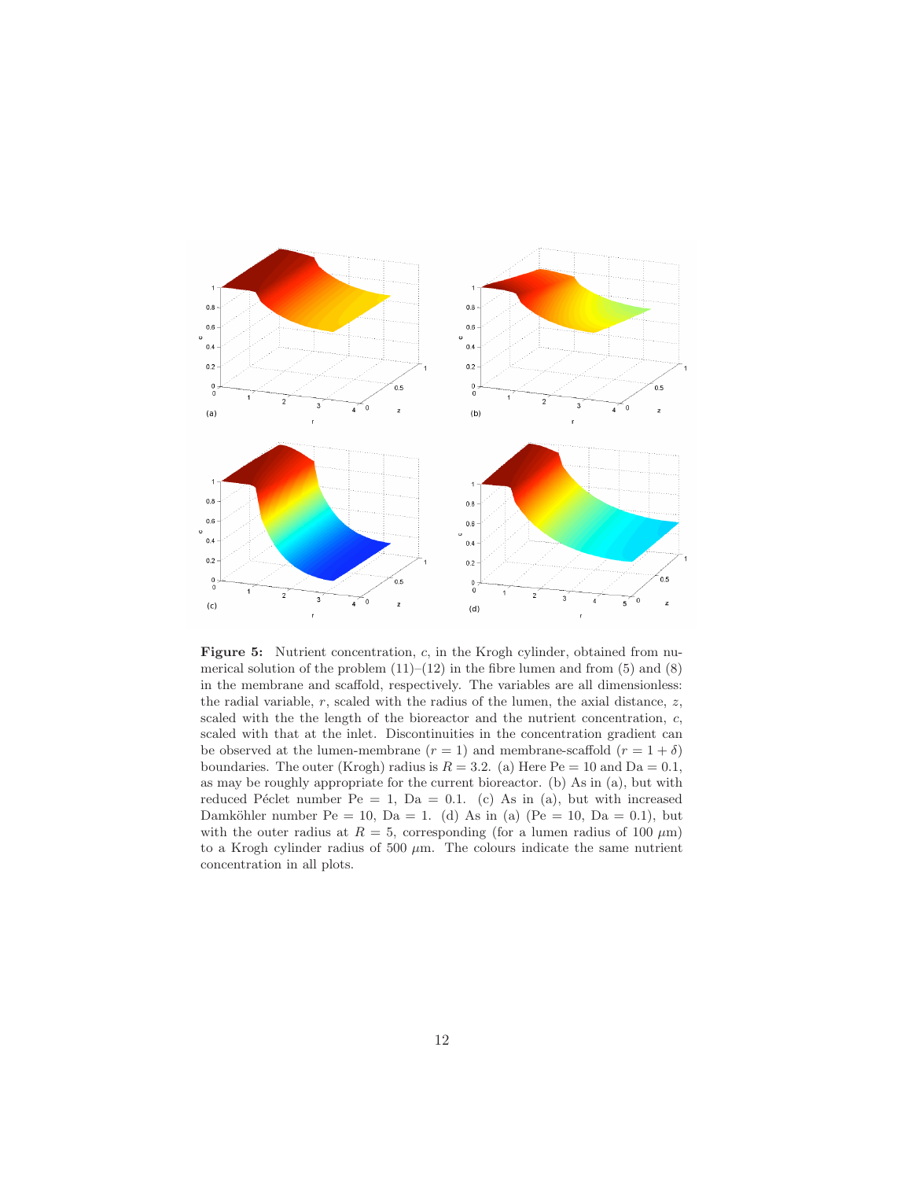**Figure 5:** Nutrient concentration, $c$, in the Krogh cylinder, obtained from numerical solution of the problem (11)–(12) in the fibre lumen and from (5) and (8) in the membrane and scaffold, respectively. The variables are all dimensionless: the radial variable, $r$, scaled with the radius of the lumen, the axial distance, $z$, scaled with the the length of the bioreactor and the nutrient concentration, $c$, scaled with that at the inlet. Discontinuities in the concentration gradient can be observed at the lumen-membrane ($r = 1$) and membrane-scaffold ($r = 1 + \delta$) boundaries. The outer (Krogh) radius is $R = 3.2$. (a) Here Pe $= 10$ and Da $= 0.1$, as may be roughly appropriate for the current bioreactor. (b) As in (a), but with reduced Péclet number Pe $= 1$, Da $= 0.1$. (c) As in (a), but with increased Damköhler number Pe $= 10$, Da $= 1$. (d) As in (a) (Pe $= 10$, Da $= 0.1$), but with the outer radius at $R = 5$, corresponding (for a lumen radius of 100 $\mu$m) to a Krogh cylinder radius of 500 $\mu$m. The colours indicate the same nutrient concentration in all plots.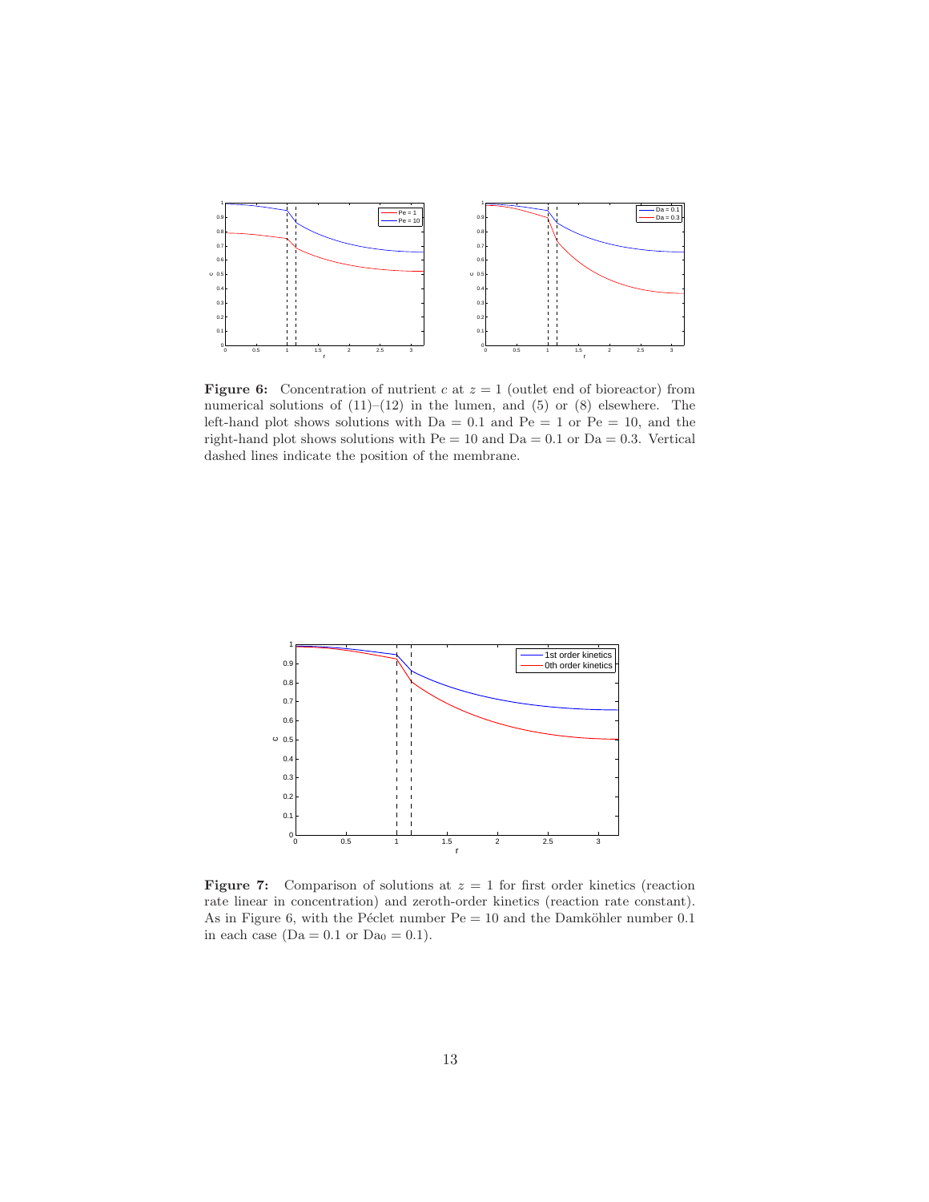**Figure 6:** Concentration of nutrient $c$ at $z = 1$ (outlet end of bioreactor) from numerical solutions of (11)–(12) in the lumen, and (5) or (8) elsewhere. The left-hand plot shows solutions with $\mathrm{Da} = 0.1$ and $\mathrm{Pe} = 1$ or $\mathrm{Pe} = 10$, and the right-hand plot shows solutions with $\mathrm{Pe} = 10$ and $\mathrm{Da} = 0.1$ or $\mathrm{Da} = 0.3$. Vertical dashed lines indicate the position of the membrane.

**Figure 7:** Comparison of solutions at $z = 1$ for first order kinetics (reaction rate linear in concentration) and zeroth-order kinetics (reaction rate constant). As in Figure 6, with the Péclet number $\mathrm{Pe} = 10$ and the Damköhler number 0.1 in each case ($\mathrm{Da} = 0.1$ or $\mathrm{Da}_0 = 0.1$).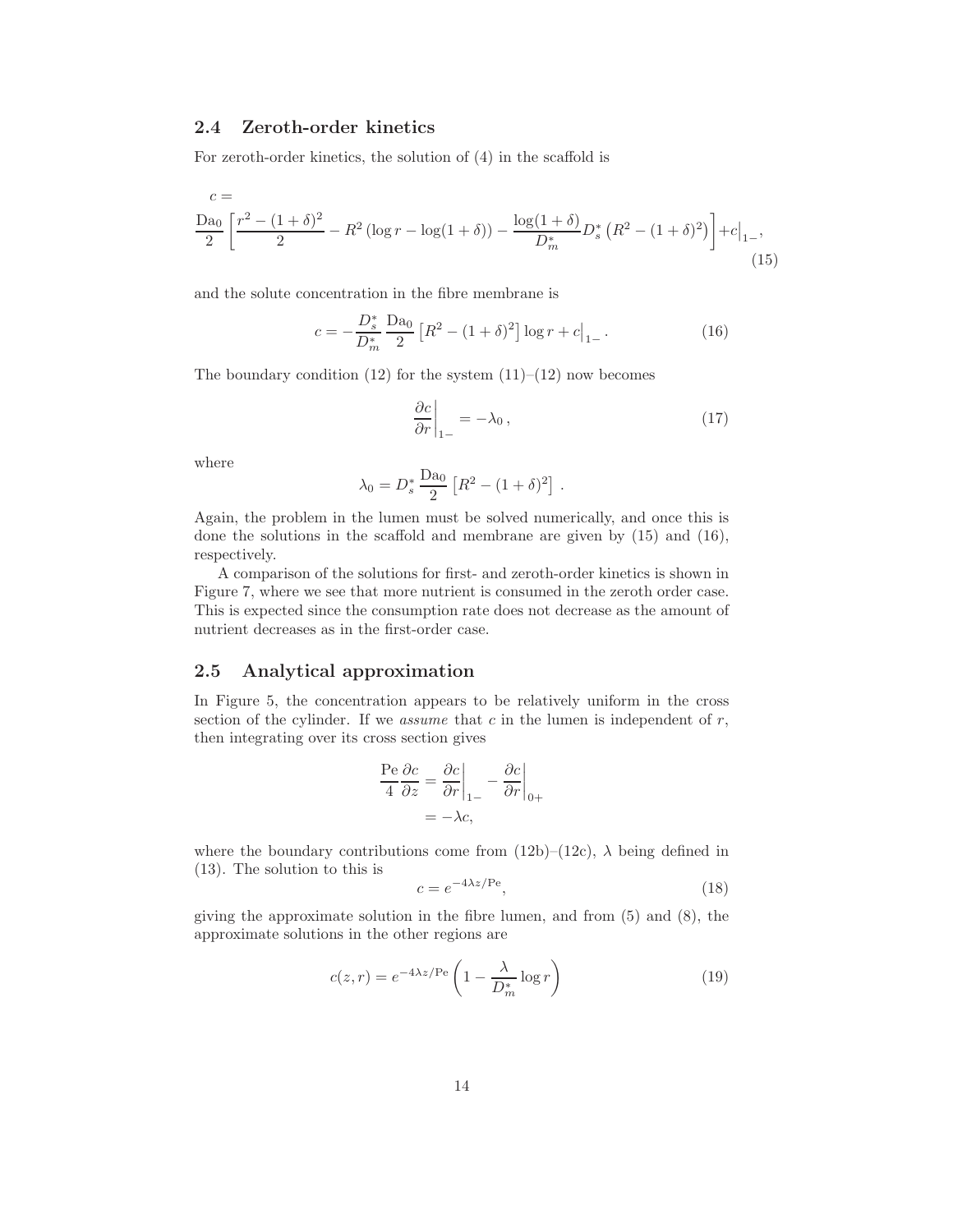## 2.4 Zeroth-order kinetics

For zeroth-order kinetics, the solution of (4) in the scaffold is

$$c = \frac{\mathrm{Da}_0}{2}\left[\frac{r^2-(1+\delta)^2}{2} - R^2\left(\log r - \log(1+\delta)\right) - \frac{\log(1+\delta)}{D_m^*}D_s^*\left(R^2-(1+\delta)^2\right)\right] + c\big|_{1-}, \tag{15}$$

and the solute concentration in the fibre membrane is

$$c = -\frac{D_s^*}{D_m^*}\frac{\mathrm{Da}_0}{2}\left[R^2-(1+\delta)^2\right]\log r + c\big|_{1-}. \tag{16}$$

The boundary condition (12) for the system (11)–(12) now becomes

$$\left.\frac{\partial c}{\partial r}\right|_{1-} = -\lambda_0, \tag{17}$$

where

$$\lambda_0 = D_s^*\frac{\mathrm{Da}_0}{2}\left[R^2-(1+\delta)^2\right].$$

Again, the problem in the lumen must be solved numerically, and once this is done the solutions in the scaffold and membrane are given by (15) and (16), respectively.

A comparison of the solutions for first- and zeroth-order kinetics is shown in Figure 7, where we see that more nutrient is consumed in the zeroth order case. This is expected since the consumption rate does not decrease as the amount of nutrient decreases as in the first-order case.

## 2.5 Analytical approximation

In Figure 5, the concentration appears to be relatively uniform in the cross section of the cylinder. If we *assume* that $c$ in the lumen is independent of $r$, then integrating over its cross section gives

$$\begin{aligned}\frac{\mathrm{Pe}}{4}\frac{\partial c}{\partial z} &= \left.\frac{\partial c}{\partial r}\right|_{1-} - \left.\frac{\partial c}{\partial r}\right|_{0+} \\ &= -\lambda c,\end{aligned}$$

where the boundary contributions come from (12b)–(12c), $\lambda$ being defined in (13). The solution to this is

$$c = e^{-4\lambda z/\mathrm{Pe}}, \tag{18}$$

giving the approximate solution in the fibre lumen, and from (5) and (8), the approximate solutions in the other regions are

$$c(z,r) = e^{-4\lambda z/\mathrm{Pe}}\left(1 - \frac{\lambda}{D_m^*}\log r\right) \tag{19}$$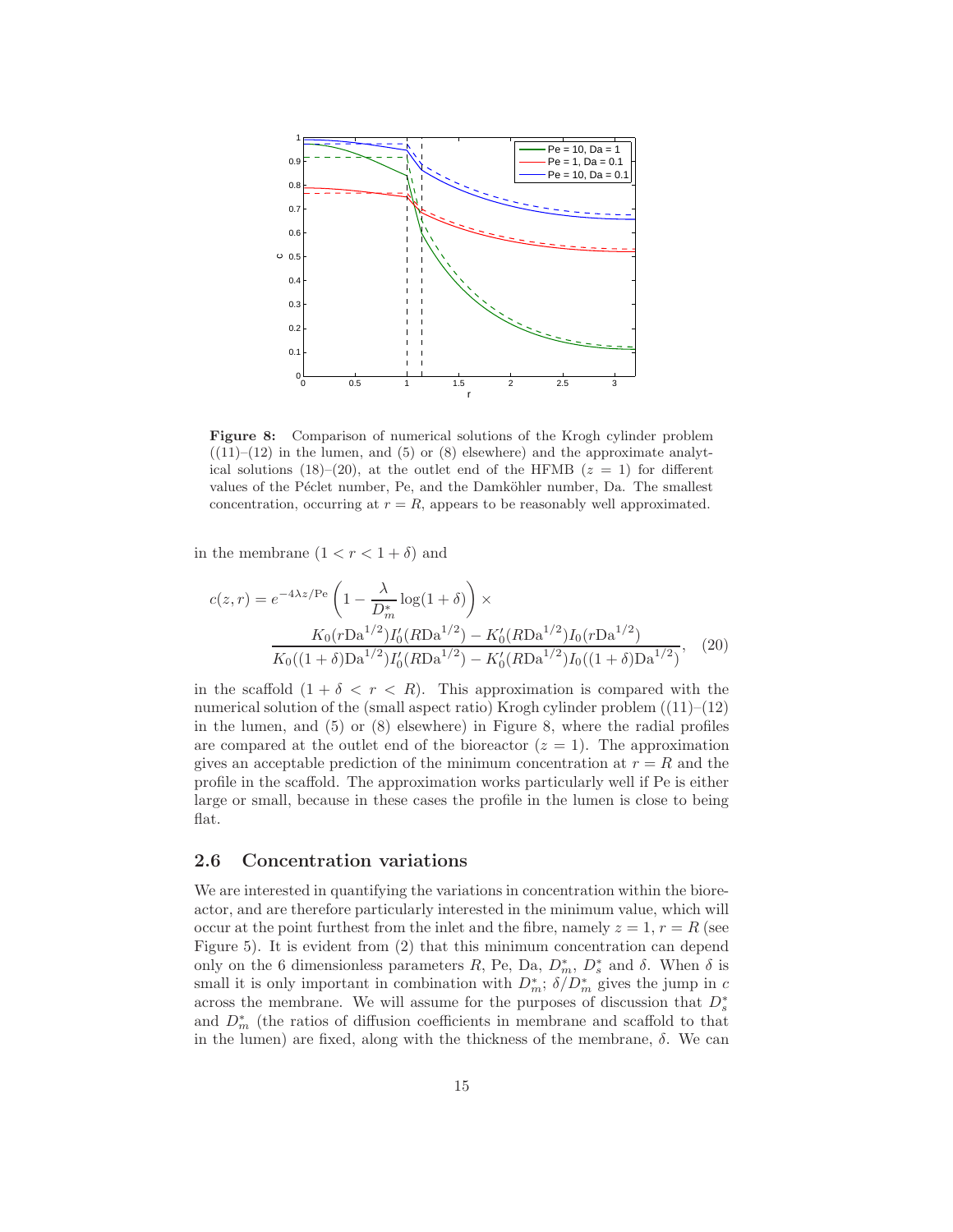**Figure 8:** Comparison of numerical solutions of the Krogh cylinder problem ((11)–(12) in the lumen, and (5) or (8) elsewhere) and the approximate analytical solutions (18)–(20), at the outlet end of the HFMB ($z = 1$) for different values of the Péclet number, Pe, and the Damköhler number, Da. The smallest concentration, occurring at $r = R$, appears to be reasonably well approximated.

in the membrane ($1 < r < 1 + \delta$) and

$$c(z, r) = e^{-4\lambda z/\mathrm{Pe}} \left(1 - \frac{\lambda}{D_m^*} \log(1 + \delta)\right) \times \frac{K_0(r\mathrm{Da}^{1/2})I_0'(R\mathrm{Da}^{1/2}) - K_0'(R\mathrm{Da}^{1/2})I_0(r\mathrm{Da}^{1/2})}{K_0((1+\delta)\mathrm{Da}^{1/2})I_0'(R\mathrm{Da}^{1/2}) - K_0'(R\mathrm{Da}^{1/2})I_0((1+\delta)\mathrm{Da}^{1/2})}, \quad (20)$$

in the scaffold ($1 + \delta < r < R$). This approximation is compared with the numerical solution of the (small aspect ratio) Krogh cylinder problem ((11)–(12) in the lumen, and (5) or (8) elsewhere) in Figure 8, where the radial profiles are compared at the outlet end of the bioreactor ($z = 1$). The approximation gives an acceptable prediction of the minimum concentration at $r = R$ and the profile in the scaffold. The approximation works particularly well if Pe is either large or small, because in these cases the profile in the lumen is close to being flat.

## 2.6 Concentration variations

We are interested in quantifying the variations in concentration within the bioreactor, and are therefore particularly interested in the minimum value, which will occur at the point furthest from the inlet and the fibre, namely $z = 1$, $r = R$ (see Figure 5). It is evident from (2) that this minimum concentration can depend only on the 6 dimensionless parameters $R$, Pe, Da, $D_m^*$, $D_s^*$ and $\delta$. When $\delta$ is small it is only important in combination with $D_m^*$; $\delta/D_m^*$ gives the jump in $c$ across the membrane. We will assume for the purposes of discussion that $D_s^*$ and $D_m^*$ (the ratios of diffusion coefficients in membrane and scaffold to that in the lumen) are fixed, along with the thickness of the membrane, $\delta$. We can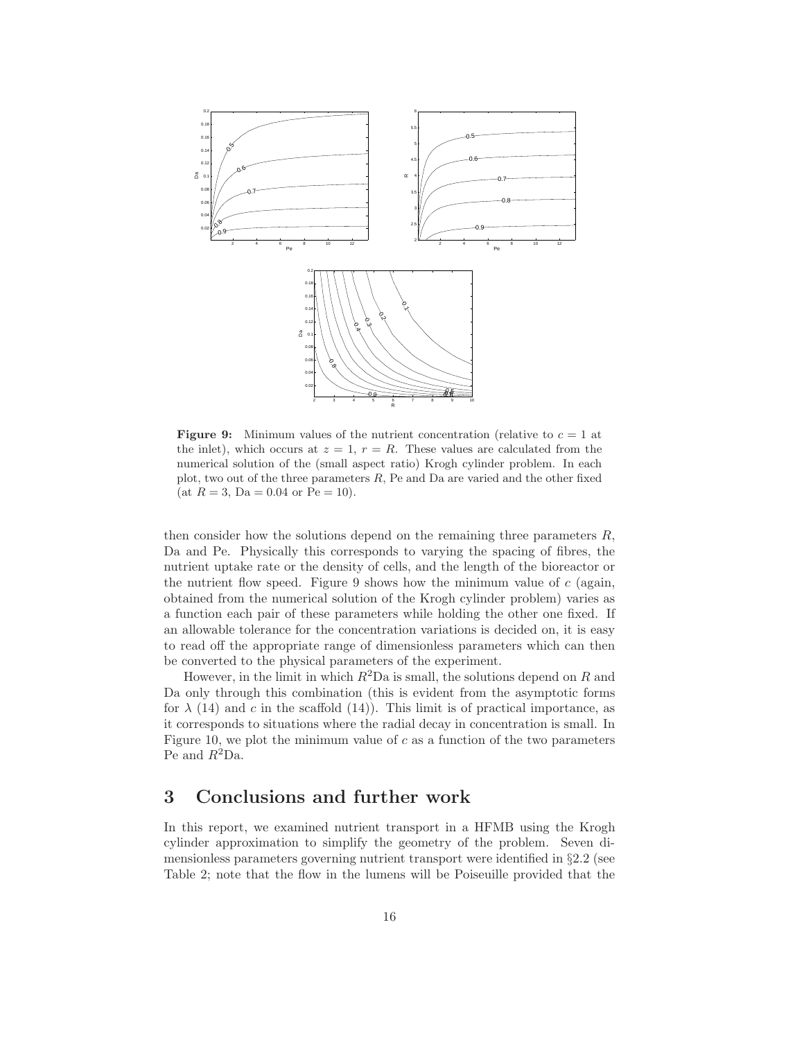**Figure 9:** Minimum values of the nutrient concentration (relative to $c = 1$ at the inlet), which occurs at $z = 1$, $r = R$. These values are calculated from the numerical solution of the (small aspect ratio) Krogh cylinder problem. In each plot, two out of the three parameters $R$, Pe and Da are varied and the other fixed (at $R = 3$, Da $= 0.04$ or Pe $= 10$).

then consider how the solutions depend on the remaining three parameters $R$, Da and Pe. Physically this corresponds to varying the spacing of fibres, the nutrient uptake rate or the density of cells, and the length of the bioreactor or the nutrient flow speed. Figure 9 shows how the minimum value of $c$ (again, obtained from the numerical solution of the Krogh cylinder problem) varies as a function each pair of these parameters while holding the other one fixed. If an allowable tolerance for the concentration variations is decided on, it is easy to read off the appropriate range of dimensionless parameters which can then be converted to the physical parameters of the experiment.

However, in the limit in which $R^2$Da is small, the solutions depend on $R$ and Da only through this combination (this is evident from the asymptotic forms for $\lambda$ (14) and $c$ in the scaffold (14)). This limit is of practical importance, as it corresponds to situations where the radial decay in concentration is small. In Figure 10, we plot the minimum value of $c$ as a function of the two parameters Pe and $R^2$Da.

# 3 Conclusions and further work

In this report, we examined nutrient transport in a HFMB using the Krogh cylinder approximation to simplify the geometry of the problem. Seven dimensionless parameters governing nutrient transport were identified in §2.2 (see Table 2; note that the flow in the lumens will be Poiseuille provided that the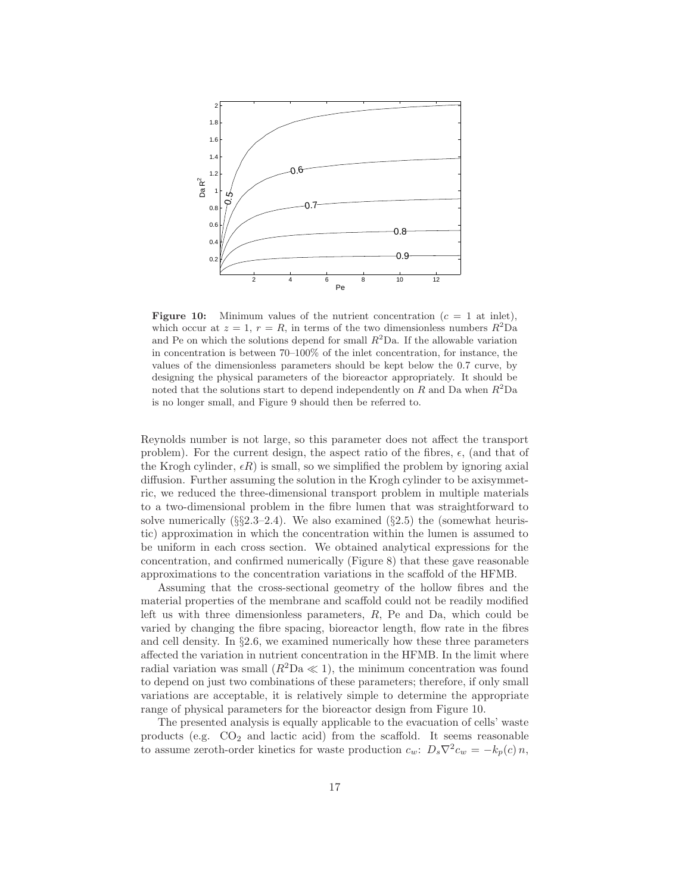**Figure 10:** Minimum values of the nutrient concentration ($c = 1$ at inlet), which occur at $z = 1$, $r = R$, in terms of the two dimensionless numbers $R^2\mathrm{Da}$ and Pe on which the solutions depend for small $R^2\mathrm{Da}$. If the allowable variation in concentration is between 70–100% of the inlet concentration, for instance, the values of the dimensionless parameters should be kept below the 0.7 curve, by designing the physical parameters of the bioreactor appropriately. It should be noted that the solutions start to depend independently on $R$ and Da when $R^2\mathrm{Da}$ is no longer small, and Figure 9 should then be referred to.

Reynolds number is not large, so this parameter does not affect the transport problem). For the current design, the aspect ratio of the fibres, $\epsilon$, (and that of the Krogh cylinder, $\epsilon R$) is small, so we simplified the problem by ignoring axial diffusion. Further assuming the solution in the Krogh cylinder to be axisymmetric, we reduced the three-dimensional transport problem in multiple materials to a two-dimensional problem in the fibre lumen that was straightforward to solve numerically (§§2.3–2.4). We also examined (§2.5) the (somewhat heuristic) approximation in which the concentration within the lumen is assumed to be uniform in each cross section. We obtained analytical expressions for the concentration, and confirmed numerically (Figure 8) that these gave reasonable approximations to the concentration variations in the scaffold of the HFMB.

Assuming that the cross-sectional geometry of the hollow fibres and the material properties of the membrane and scaffold could not be readily modified left us with three dimensionless parameters, $R$, Pe and Da, which could be varied by changing the fibre spacing, bioreactor length, flow rate in the fibres and cell density. In §2.6, we examined numerically how these three parameters affected the variation in nutrient concentration in the HFMB. In the limit where radial variation was small ($R^2\mathrm{Da} \ll 1$), the minimum concentration was found to depend on just two combinations of these parameters; therefore, if only small variations are acceptable, it is relatively simple to determine the appropriate range of physical parameters for the bioreactor design from Figure 10.

The presented analysis is equally applicable to the evacuation of cells' waste products (e.g. $CO_2$ and lactic acid) from the scaffold. It seems reasonable to assume zeroth-order kinetics for waste production $c_w$: $D_s\nabla^2 c_w = -k_p(c)\, n$,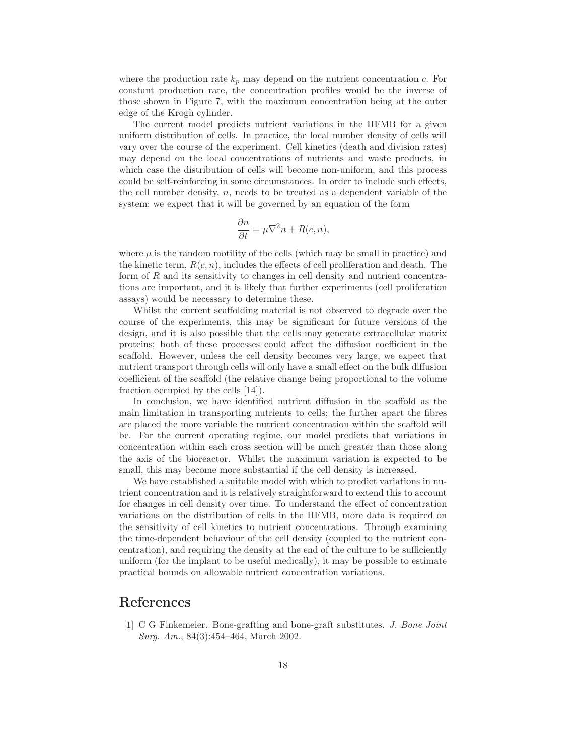where the production rate $k_p$ may depend on the nutrient concentration $c$. For constant production rate, the concentration profiles would be the inverse of those shown in Figure 7, with the maximum concentration being at the outer edge of the Krogh cylinder.

The current model predicts nutrient variations in the HFMB for a given uniform distribution of cells. In practice, the local number density of cells will vary over the course of the experiment. Cell kinetics (death and division rates) may depend on the local concentrations of nutrients and waste products, in which case the distribution of cells will become non-uniform, and this process could be self-reinforcing in some circumstances. In order to include such effects, the cell number density, $n$, needs to be treated as a dependent variable of the system; we expect that it will be governed by an equation of the form

$$\frac{\partial n}{\partial t} = \mu \nabla^2 n + R(c, n),$$

where $\mu$ is the random motility of the cells (which may be small in practice) and the kinetic term, $R(c, n)$, includes the effects of cell proliferation and death. The form of $R$ and its sensitivity to changes in cell density and nutrient concentrations are important, and it is likely that further experiments (cell proliferation assays) would be necessary to determine these.

Whilst the current scaffolding material is not observed to degrade over the course of the experiments, this may be significant for future versions of the design, and it is also possible that the cells may generate extracellular matrix proteins; both of these processes could affect the diffusion coefficient in the scaffold. However, unless the cell density becomes very large, we expect that nutrient transport through cells will only have a small effect on the bulk diffusion coefficient of the scaffold (the relative change being proportional to the volume fraction occupied by the cells [14]).

In conclusion, we have identified nutrient diffusion in the scaffold as the main limitation in transporting nutrients to cells; the further apart the fibres are placed the more variable the nutrient concentration within the scaffold will be. For the current operating regime, our model predicts that variations in concentration within each cross section will be much greater than those along the axis of the bioreactor. Whilst the maximum variation is expected to be small, this may become more substantial if the cell density is increased.

We have established a suitable model with which to predict variations in nutrient concentration and it is relatively straightforward to extend this to account for changes in cell density over time. To understand the effect of concentration variations on the distribution of cells in the HFMB, more data is required on the sensitivity of cell kinetics to nutrient concentrations. Through examining the time-dependent behaviour of the cell density (coupled to the nutrient concentration), and requiring the density at the end of the culture to be sufficiently uniform (for the implant to be useful medically), it may be possible to estimate practical bounds on allowable nutrient concentration variations.

# References

[1] C G Finkemeier. Bone-grafting and bone-graft substitutes. *J. Bone Joint Surg. Am.*, 84(3):454–464, March 2002.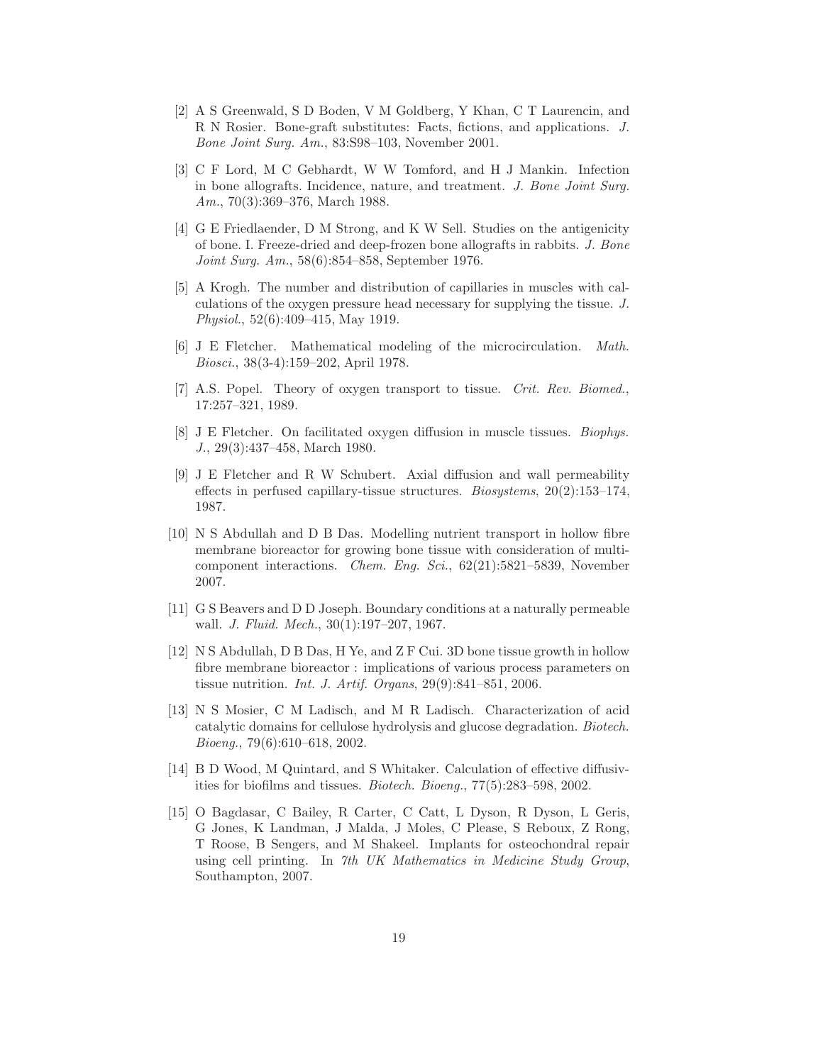[2] A S Greenwald, S D Boden, V M Goldberg, Y Khan, C T Laurencin, and R N Rosier. Bone-graft substitutes: Facts, fictions, and applications. *J. Bone Joint Surg. Am.*, 83:S98–103, November 2001.

[3] C F Lord, M C Gebhardt, W W Tomford, and H J Mankin. Infection in bone allografts. Incidence, nature, and treatment. *J. Bone Joint Surg. Am.*, 70(3):369–376, March 1988.

[4] G E Friedlaender, D M Strong, and K W Sell. Studies on the antigenicity of bone. I. Freeze-dried and deep-frozen bone allografts in rabbits. *J. Bone Joint Surg. Am.*, 58(6):854–858, September 1976.

[5] A Krogh. The number and distribution of capillaries in muscles with calculations of the oxygen pressure head necessary for supplying the tissue. *J. Physiol.*, 52(6):409–415, May 1919.

[6] J E Fletcher. Mathematical modeling of the microcirculation. *Math. Biosci.*, 38(3-4):159–202, April 1978.

[7] A.S. Popel. Theory of oxygen transport to tissue. *Crit. Rev. Biomed.*, 17:257–321, 1989.

[8] J E Fletcher. On facilitated oxygen diffusion in muscle tissues. *Biophys. J.*, 29(3):437–458, March 1980.

[9] J E Fletcher and R W Schubert. Axial diffusion and wall permeability effects in perfused capillary-tissue structures. *Biosystems*, 20(2):153–174, 1987.

[10] N S Abdullah and D B Das. Modelling nutrient transport in hollow fibre membrane bioreactor for growing bone tissue with consideration of multi-component interactions. *Chem. Eng. Sci.*, 62(21):5821–5839, November 2007.

[11] G S Beavers and D D Joseph. Boundary conditions at a naturally permeable wall. *J. Fluid. Mech.*, 30(1):197–207, 1967.

[12] N S Abdullah, D B Das, H Ye, and Z F Cui. 3D bone tissue growth in hollow fibre membrane bioreactor : implications of various process parameters on tissue nutrition. *Int. J. Artif. Organs*, 29(9):841–851, 2006.

[13] N S Mosier, C M Ladisch, and M R Ladisch. Characterization of acid catalytic domains for cellulose hydrolysis and glucose degradation. *Biotech. Bioeng.*, 79(6):610–618, 2002.

[14] B D Wood, M Quintard, and S Whitaker. Calculation of effective diffusivities for biofilms and tissues. *Biotech. Bioeng.*, 77(5):283–598, 2002.

[15] O Bagdasar, C Bailey, R Carter, C Catt, L Dyson, R Dyson, L Geris, G Jones, K Landman, J Malda, J Moles, C Please, S Reboux, Z Rong, T Roose, B Sengers, and M Shakeel. Implants for osteochondral repair using cell printing. In *7th UK Mathematics in Medicine Study Group*, Southampton, 2007.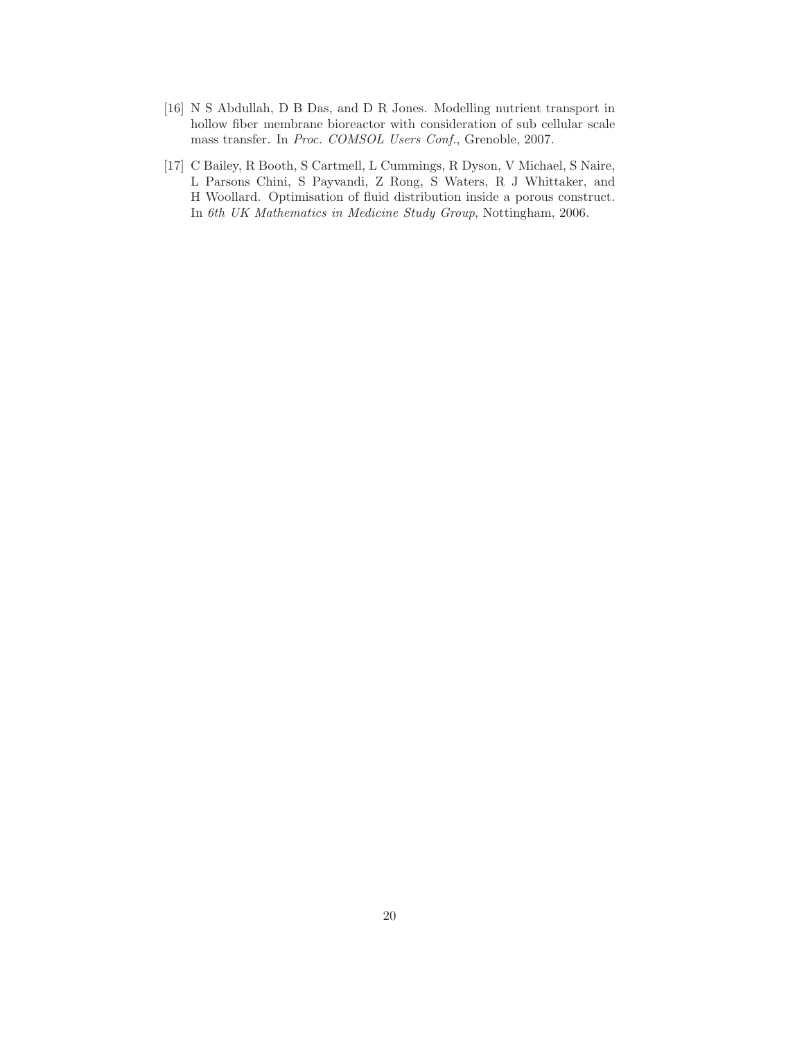[16] N S Abdullah, D B Das, and D R Jones. Modelling nutrient transport in hollow fiber membrane bioreactor with consideration of sub cellular scale mass transfer. In *Proc. COMSOL Users Conf.*, Grenoble, 2007.

[17] C Bailey, R Booth, S Cartmell, L Cummings, R Dyson, V Michael, S Naire, L Parsons Chini, S Payvandi, Z Rong, S Waters, R J Whittaker, and H Woollard. Optimisation of fluid distribution inside a porous construct. In *6th UK Mathematics in Medicine Study Group*, Nottingham, 2006.